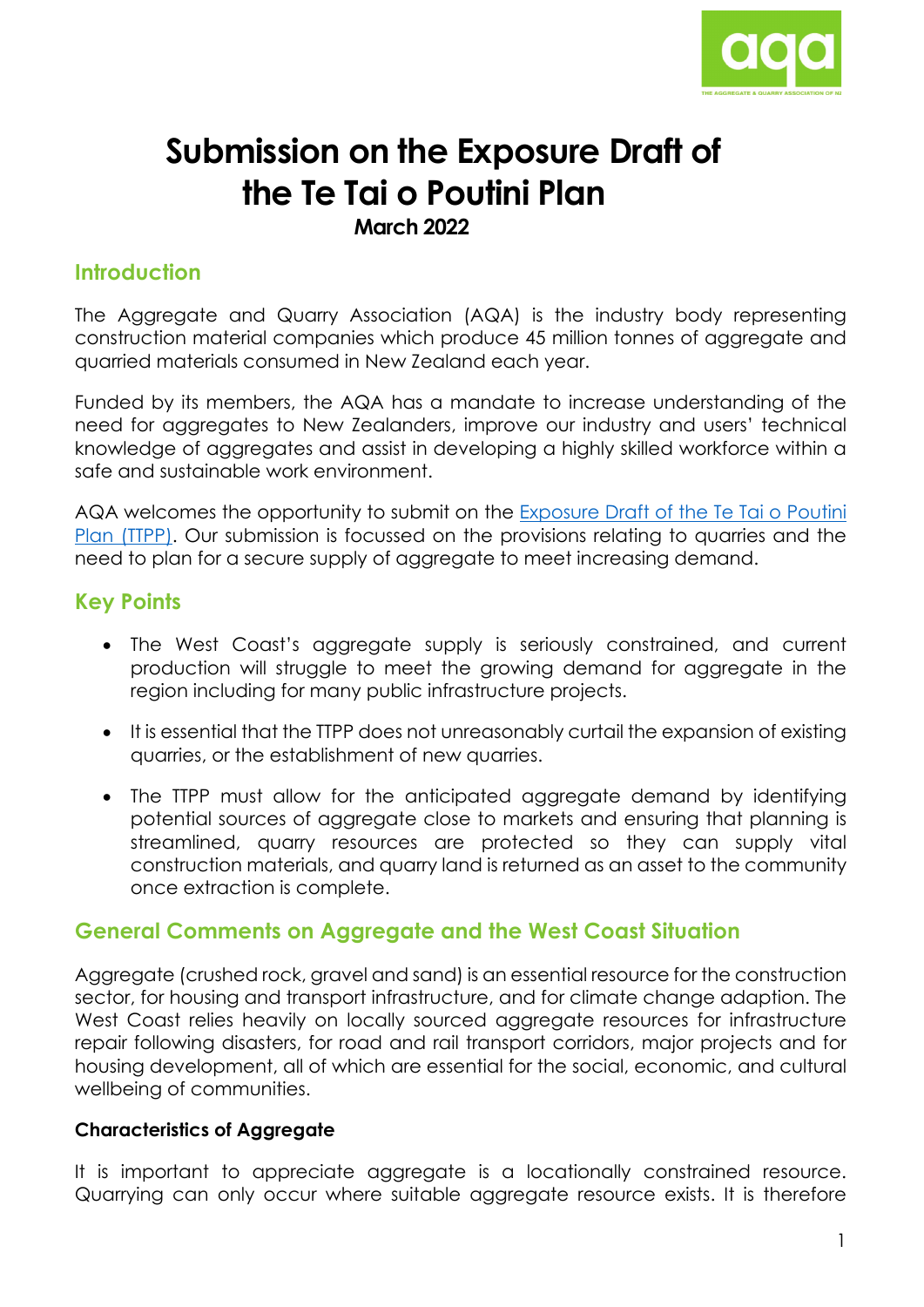# Submission on the Exposure Draft of the Te Tai o Poutini Plan

**March 2022**

## Introduction

The Aggregate and Quarry Association (AQA) is the industry body representing construction material companies which produce 45 million tonnes of aggregate and quarried materials consumed in New Zealand each year.

Funded by its members, the AQA has a mandate to increase understanding of the need for aggregates to New Zealanders, improve our industry and users' technical knowledge of aggregates and assist in developing a highly skilled workforce within a safe and sustainable work environment.

AQA welcomes the opportunity to submit on the Exposure Draft of the Te Tai o Poutini Plan (TTPP). Our submission is focussed on the provisions relating to quarries and the need to plan for a secure supply of aggregate to meet increasing demand.

## Key Points

- The West Coast's aggregate supply is seriously constrained, and current production will struggle to meet the growing demand for aggregate in the region including for many public infrastructure projects.
- It is essential that the TTPP does not unreasonably curtail the expansion of existing quarries, or the establishment of new quarries.
- The TTPP must allow for the anticipated aggregate demand by identifying potential sources of aggregate close to markets and ensuring that planning is streamlined, quarry resources are protected so they can supply vital construction materials, and quarry land is returned as an asset to the community once extraction is complete.

## General Comments on Aggregate and the West Coast Situation

Aggregate (crushed rock, gravel and sand) is an essential resource for the construction sector, for housing and transport infrastructure, and for climate change adaption. The West Coast relies heavily on locally sourced aggregate resources for infrastructure repair following disasters, for road and rail transport corridors, major projects and for housing development, all of which are essential for the social, economic, and cultural wellbeing of communities.

### Characteristics of Aggregate

It is important to appreciate aggregate is a locationally constrained resource. Quarrying can only occur where suitable aggregate resource exists. It is therefore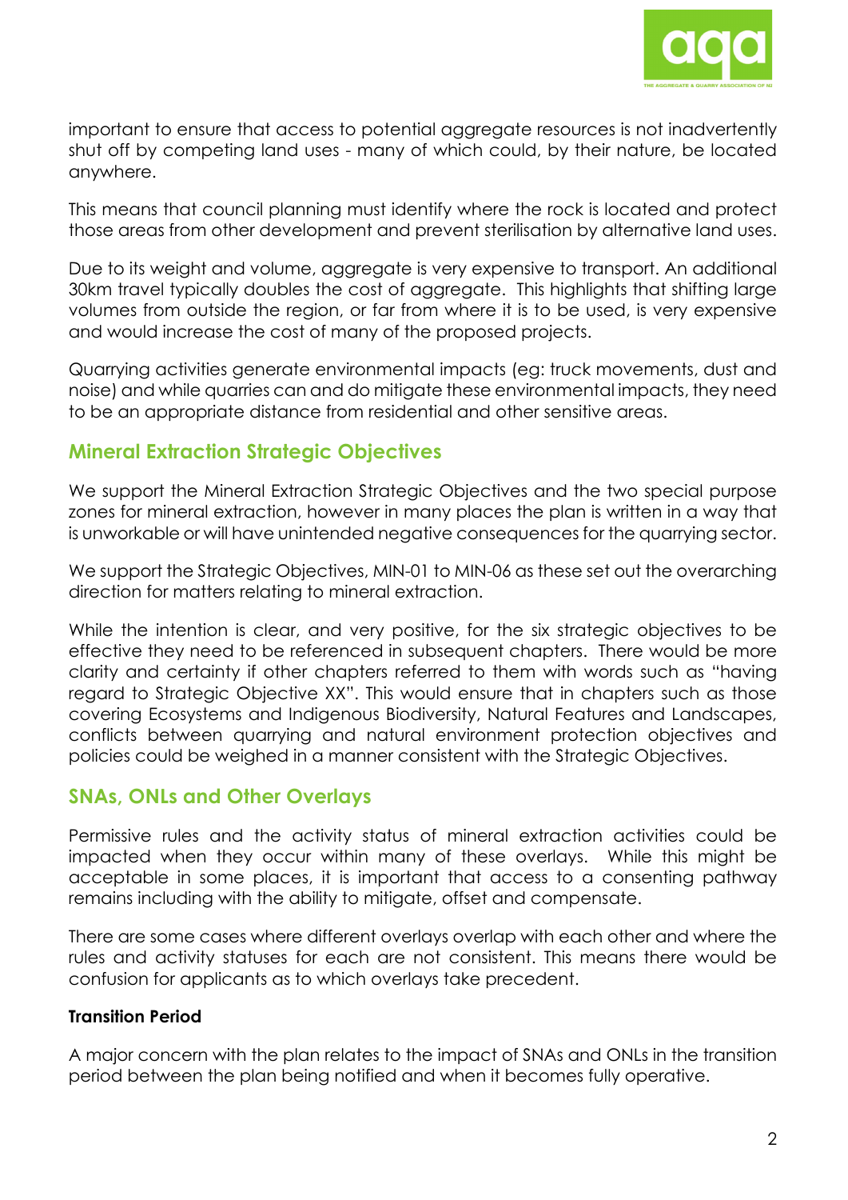important to ensure that access to potential aggregate resources is not inadvertently shut off by competing land uses - many of which could, by their nature, be located anywhere.

This means that council planning must identify where the rock is located and protect those areas from other development and prevent sterilisation by alternative land uses.

Due to its weight and volume, aggregate is very expensive to transport. An additional 30km travel typically doubles the cost of aggregate. This highlights that shifting large volumes from outside the region, or far from where it is to be used, is very expensive and would increase the cost of many of the proposed projects.

Quarrying activities generate environmental impacts (eg: truck movements, dust and noise) and while quarries can and do mitigate these environmental impacts, they need to be an appropriate distance from residential and other sensitive areas.

## Mineral Extraction Strategic Objectives

We support the Mineral Extraction Strategic Objectives and the two special purpose zones for mineral extraction, however in many places the plan is written in a way that is unworkable or will have unintended negative consequences for the quarrying sector.

We support the Strategic Objectives, MIN-01 to MIN-06 as these set out the overarching direction for matters relating to mineral extraction.

While the intention is clear, and very positive, for the six strategic objectives to be effective they need to be referenced in subsequent chapters. There would be more clarity and certainty if other chapters referred to them with words such as "having regard to Strategic Objective XX". This would ensure that in chapters such as those covering Ecosystems and Indigenous Biodiversity, Natural Features and Landscapes, conflicts between quarrying and natural environment protection objectives and policies could be weighed in a manner consistent with the Strategic Objectives.

## SNAs, ONLs and Other Overlays

Permissive rules and the activity status of mineral extraction activities could be impacted when they occur within many of these overlays. While this might be acceptable in some places, it is important that access to a consenting pathway remains including with the ability to mitigate, offset and compensate.

There are some cases where different overlays overlap with each other and where the rules and activity statuses for each are not consistent. This means there would be confusion for applicants as to which overlays take precedent.

### Transition Period

A major concern with the plan relates to the impact of SNAs and ONLs in the transition period between the plan being notified and when it becomes fully operative.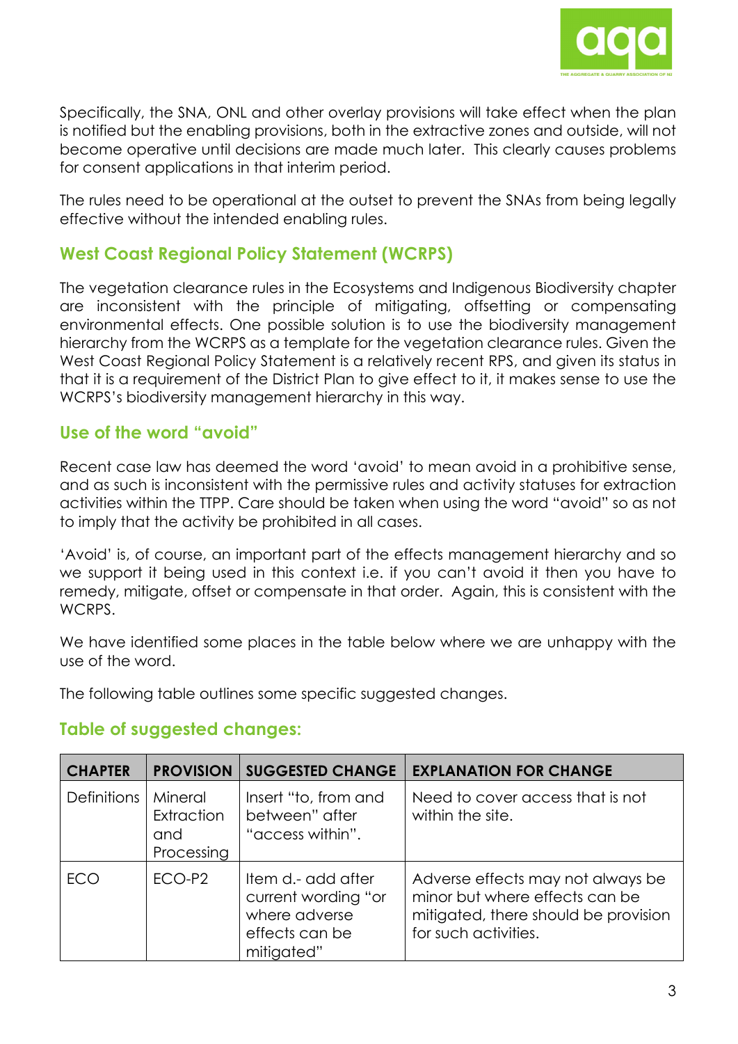Specifically, the SNA, ONL and other overlay provisions will take effect when the plan is notified but the enabling provisions, both in the extractive zones and outside, will not become operative until decisions are made much later. This clearly causes problems for consent applications in that interim period.

The rules need to be operational at the outset to prevent the SNAs from being legally effective without the intended enabling rules.

## West Coast Regional Policy Statement (WCRPS)

The vegetation clearance rules in the Ecosystems and Indigenous Biodiversity chapter are inconsistent with the principle of mitigating, offsetting or compensating environmental effects. One possible solution is to use the biodiversity management hierarchy from the WCRPS as a template for the vegetation clearance rules. Given the West Coast Regional Policy Statement is a relatively recent RPS, and given its status in that it is a requirement of the District Plan to give effect to it, it makes sense to use the WCRPS's biodiversity management hierarchy in this way.

## Use of the word "avoid"

Recent case law has deemed the word 'avoid' to mean avoid in a prohibitive sense, and as such is inconsistent with the permissive rules and activity statuses for extraction activities within the TTPP. Care should be taken when using the word "avoid" so as not to imply that the activity be prohibited in all cases.

'Avoid' is, of course, an important part of the effects management hierarchy and so we support it being used in this context i.e. if you can't avoid it then you have to remedy, mitigate, offset or compensate in that order. Again, this is consistent with the WCRPS.

We have identified some places in the table below where we are unhappy with the use of the word.

The following table outlines some specific suggested changes.

## Table of suggested changes:

| CHAPTER | PROVISION | SUGGESTED CHANGE | EXPLANATION FOR CHANGE |
|---|---|---|---|
| Definitions | Mineral Extraction and Processing | Insert "to, from and between" after "access within". | Need to cover access that is not within the site. |
| ECO | ECO-P2 | Item d.- add after current wording "or where adverse effects can be mitigated" | Adverse effects may not always be minor but where effects can be mitigated, there should be provision for such activities. |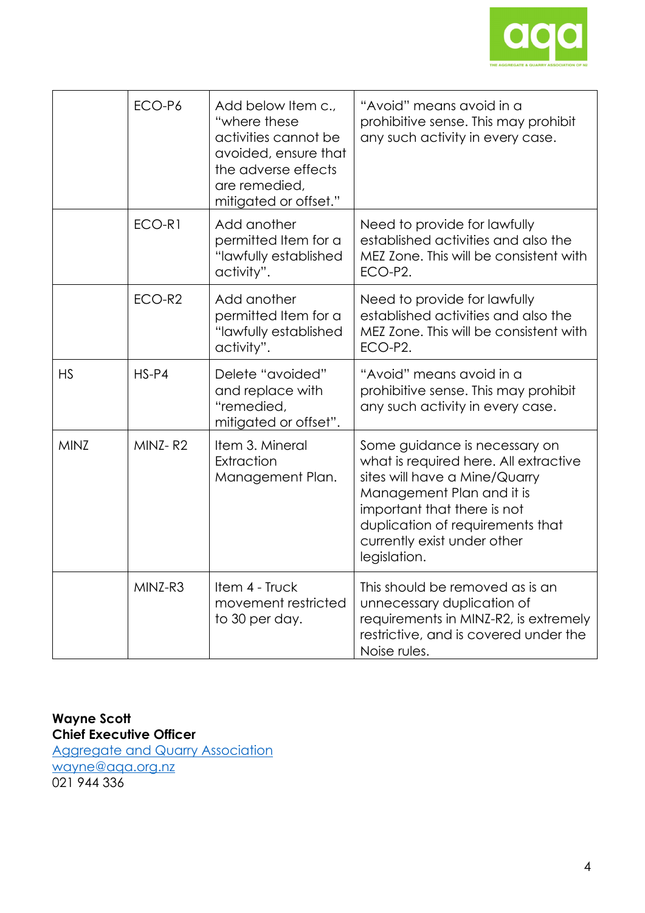| | | | |
|---|---|---|---|
| | ECO-P6 | Add below Item c., "where these activities cannot be avoided, ensure that the adverse effects are remedied, mitigated or offset." | "Avoid" means avoid in a prohibitive sense. This may prohibit any such activity in every case. |
| | ECO-R1 | Add another permitted Item for a "lawfully established activity". | Need to provide for lawfully established activities and also the MEZ Zone. This will be consistent with ECO-P2. |
| | ECO-R2 | Add another permitted Item for a "lawfully established activity". | Need to provide for lawfully established activities and also the MEZ Zone. This will be consistent with ECO-P2. |
| HS | HS-P4 | Delete "avoided" and replace with "remedied, mitigated or offset". | "Avoid" means avoid in a prohibitive sense. This may prohibit any such activity in every case. |
| MINZ | MINZ- R2 | Item 3. Mineral Extraction Management Plan. | Some guidance is necessary on what is required here. All extractive sites will have a Mine/Quarry Management Plan and it is important that there is not duplication of requirements that currently exist under other legislation. |
| | MINZ-R3 | Item 4 - Truck movement restricted to 30 per day. | This should be removed as is an unnecessary duplication of requirements in MINZ-R2, is extremely restrictive, and is covered under the Noise rules. |

**Wayne Scott**
**Chief Executive Officer**
Aggregate and Quarry Association
wayne@aqa.org.nz
021 944 336